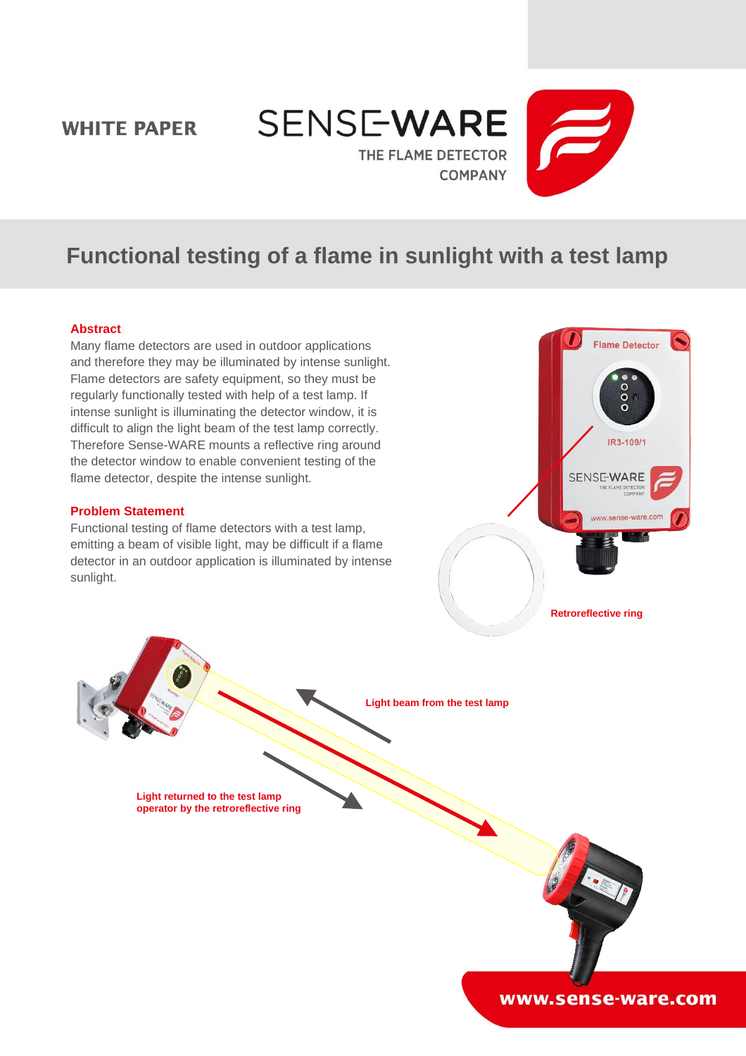WHITE PAPER

SENSE-WARE
THE FLAME DETECTOR COMPANY

# Functional testing of a flame in sunlight with a test lamp

## Abstract

Many flame detectors are used in outdoor applications and therefore they may be illuminated by intense sunlight. Flame detectors are safety equipment, so they must be regularly functionally tested with help of a test lamp. If intense sunlight is illuminating the detector window, it is difficult to align the light beam of the test lamp correctly. Therefore Sense-WARE mounts a reflective ring around the detector window to enable convenient testing of the flame detector, despite the intense sunlight.

## Problem Statement

Functional testing of flame detectors with a test lamp, emitting a beam of visible light, may be difficult if a flame detector in an outdoor application is illuminated by intense sunlight.

Retroreflective ring

Light beam from the test lamp

Light returned to the test lamp operator by the retroreflective ring

**www.sense-ware.com**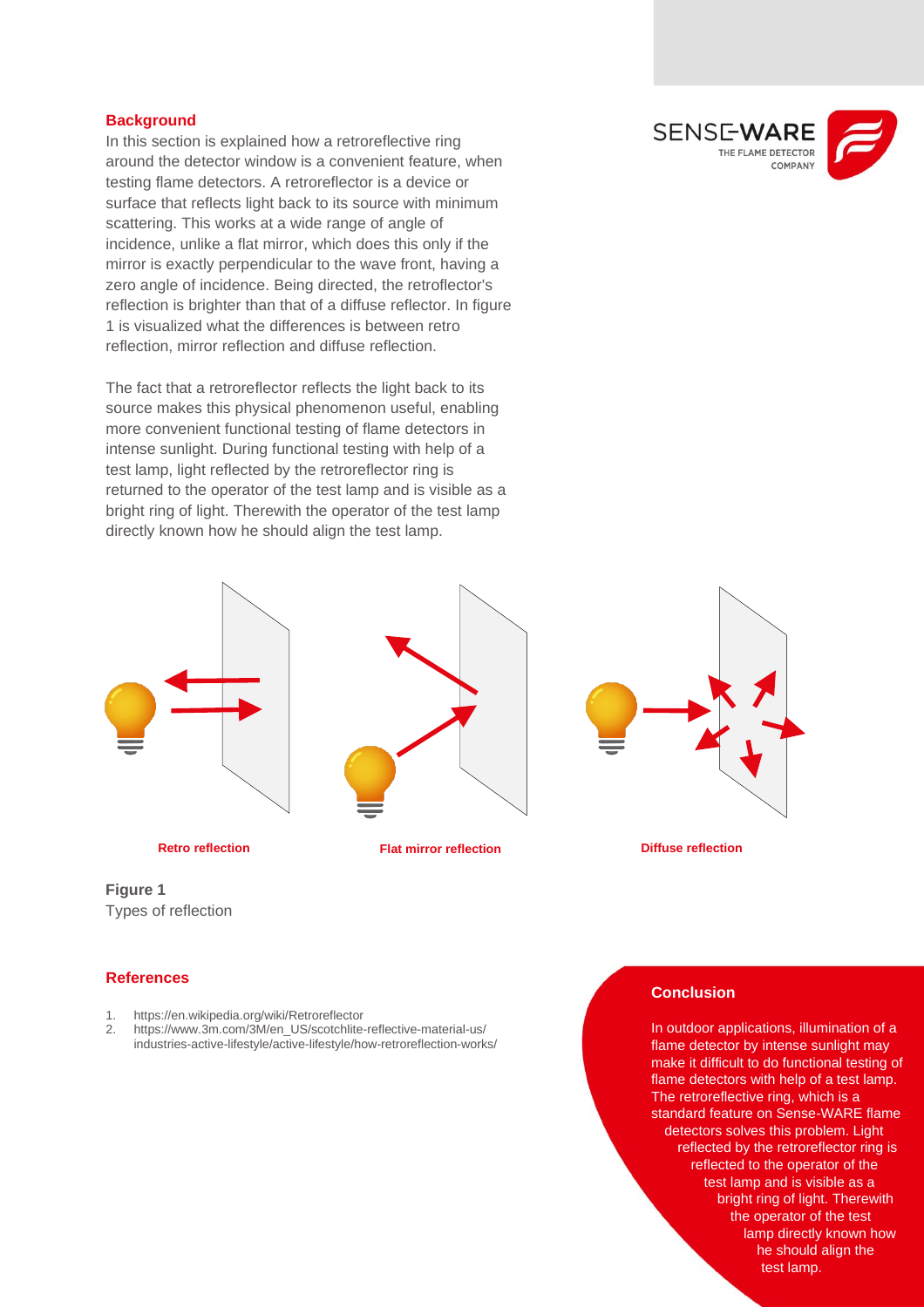## Background

In this section is explained how a retroreflective ring around the detector window is a convenient feature, when testing flame detectors. A retroreflector is a device or surface that reflects light back to its source with minimum scattering. This works at a wide range of angle of incidence, unlike a flat mirror, which does this only if the mirror is exactly perpendicular to the wave front, having a zero angle of incidence. Being directed, the retroflector's reflection is brighter than that of a diffuse reflector. In figure 1 is visualized what the differences is between retro reflection, mirror reflection and diffuse reflection.

The fact that a retroreflector reflects the light back to its source makes this physical phenomenon useful, enabling more convenient functional testing of flame detectors in intense sunlight. During functional testing with help of a test lamp, light reflected by the retroreflector ring is returned to the operator of the test lamp and is visible as a bright ring of light. Therewith the operator of the test lamp directly known how he should align the test lamp.

Retro reflection

Flat mirror reflection

Diffuse reflection

**Figure 1**
Types of reflection

## References

1. https://en.wikipedia.org/wiki/Retroreflector
2. https://www.3m.com/3M/en_US/scotchlite-reflective-material-us/industries-active-lifestyle/active-lifestyle/how-retroreflection-works/

## Conclusion

In outdoor applications, illumination of a flame detector by intense sunlight may make it difficult to do functional testing of flame detectors with help of a test lamp. The retroreflective ring, which is a standard feature on Sense-WARE flame detectors solves this problem. Light reflected by the retroreflector ring is reflected to the operator of the test lamp and is visible as a bright ring of light. Therewith the operator of the test lamp directly known how he should align the test lamp.